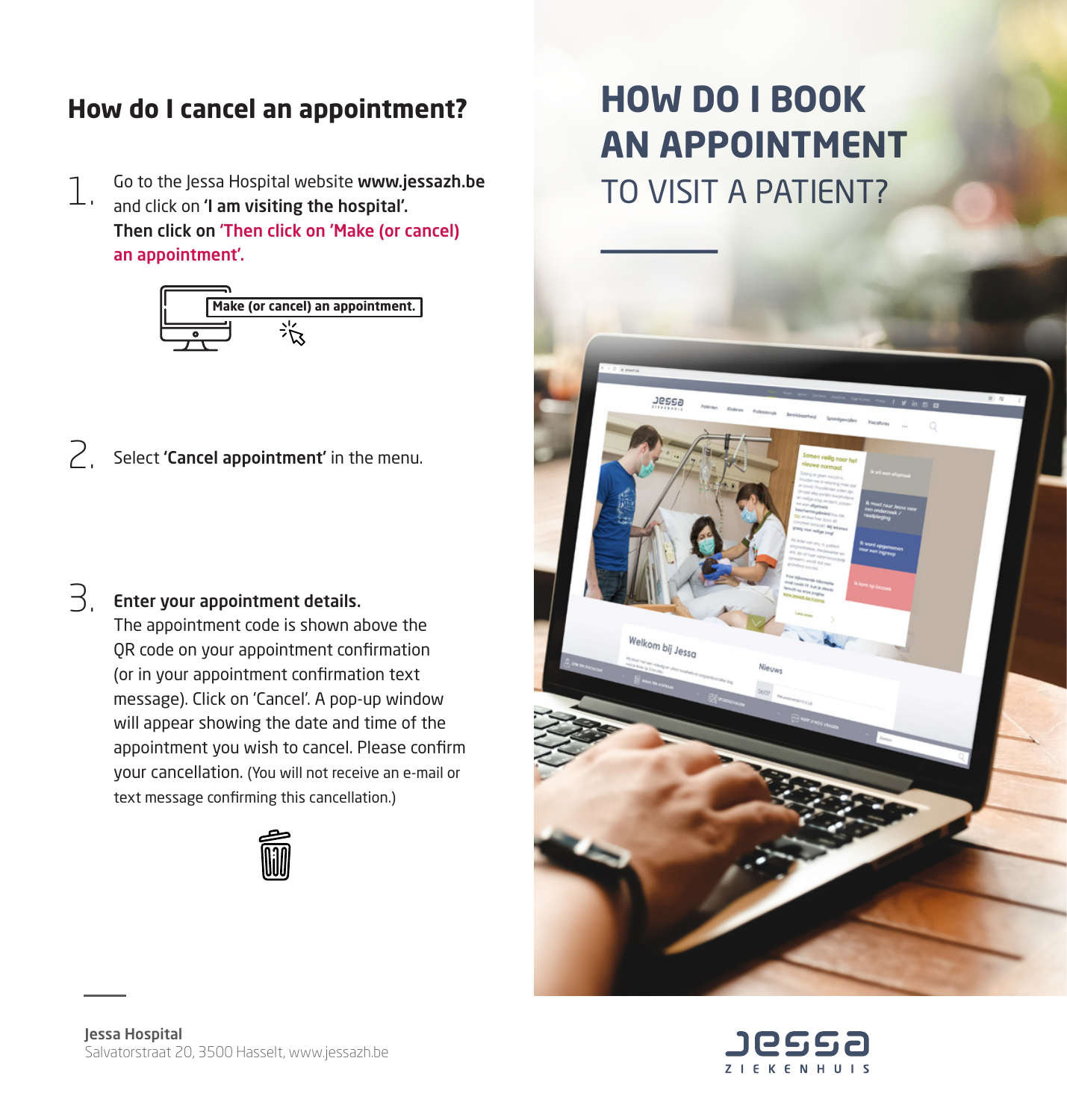## How do I cancel an appointment?

1. Go to the Jessa Hospital website **www.jessazh.be** and click on **'I am visiting the hospital'.** **Then click on 'Then click on 'Make (or cancel) an appointment'.**

   **Make (or cancel) an appointment.**

2. Select **'Cancel appointment'** in the menu.

3. **Enter your appointment details.** The appointment code is shown above the QR code on your appointment confirmation (or in your appointment confirmation text message). Click on 'Cancel'. A pop-up window will appear showing the date and time of the appointment you wish to cancel. Please confirm your cancellation. (You will not receive an e-mail or text message confirming this cancellation.)

**Jessa Hospital**
Salvatorstraat 20, 3500 Hasselt, www.jessazh.be

# HOW DO I BOOK AN APPOINTMENT TO VISIT A PATIENT?

JESSA ZIEKENHUIS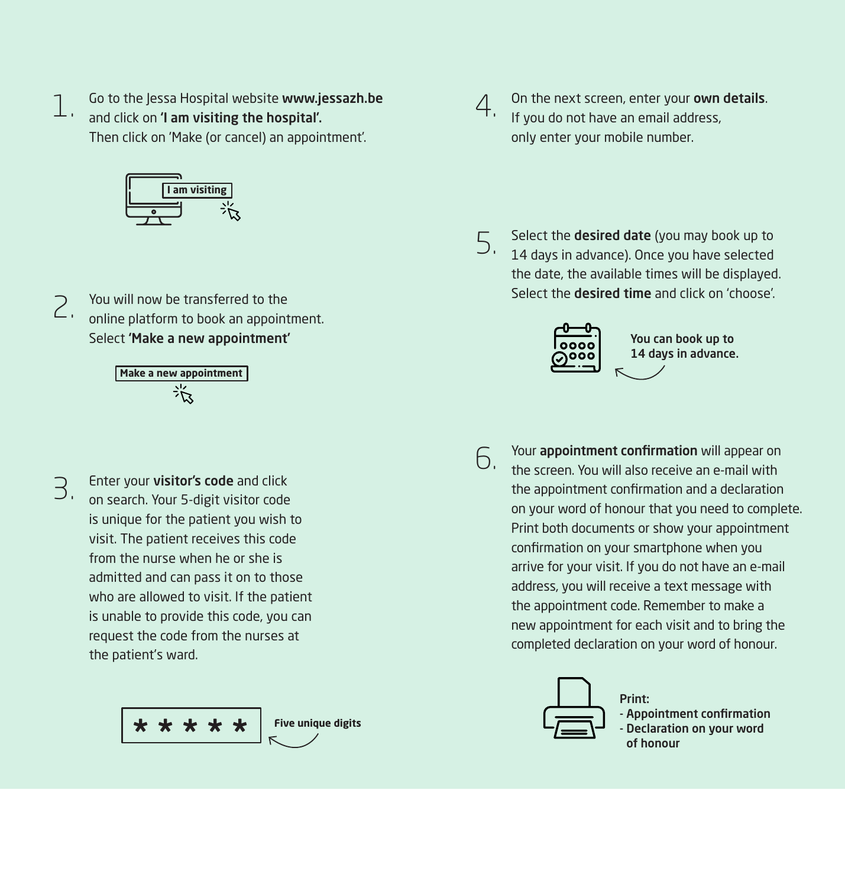1. Go to the Jessa Hospital website **www.jessazh.be** and click on **'I am visiting the hospital'.** Then click on 'Make (or cancel) an appointment'.

   **I am visiting**

2. You will now be transferred to the online platform to book an appointment. Select **'Make a new appointment'**

   **Make a new appointment**

3. Enter your **visitor's code** and click on search. Your 5-digit visitor code is unique for the patient you wish to visit. The patient receives this code from the nurse when he or she is admitted and can pass it on to those who are allowed to visit. If the patient is unable to provide this code, you can request the code from the nurses at the patient's ward.

   * * * * *

   **Five unique digits**

4. On the next screen, enter your **own details**. If you do not have an email address, only enter your mobile number.

5. Select the **desired date** (you may book up to 14 days in advance). Once you have selected the date, the available times will be displayed. Select the **desired time** and click on 'choose'.

   **You can book up to 14 days in advance.**

6. Your **appointment confirmation** will appear on the screen. You will also receive an e-mail with the appointment confirmation and a declaration on your word of honour that you need to complete. Print both documents or show your appointment confirmation on your smartphone when you arrive for your visit. If you do not have an e-mail address, you will receive a text message with the appointment code. Remember to make a new appointment for each visit and to bring the completed declaration on your word of honour.

   **Print:**
   - **Appointment confirmation**
   - **Declaration on your word of honour**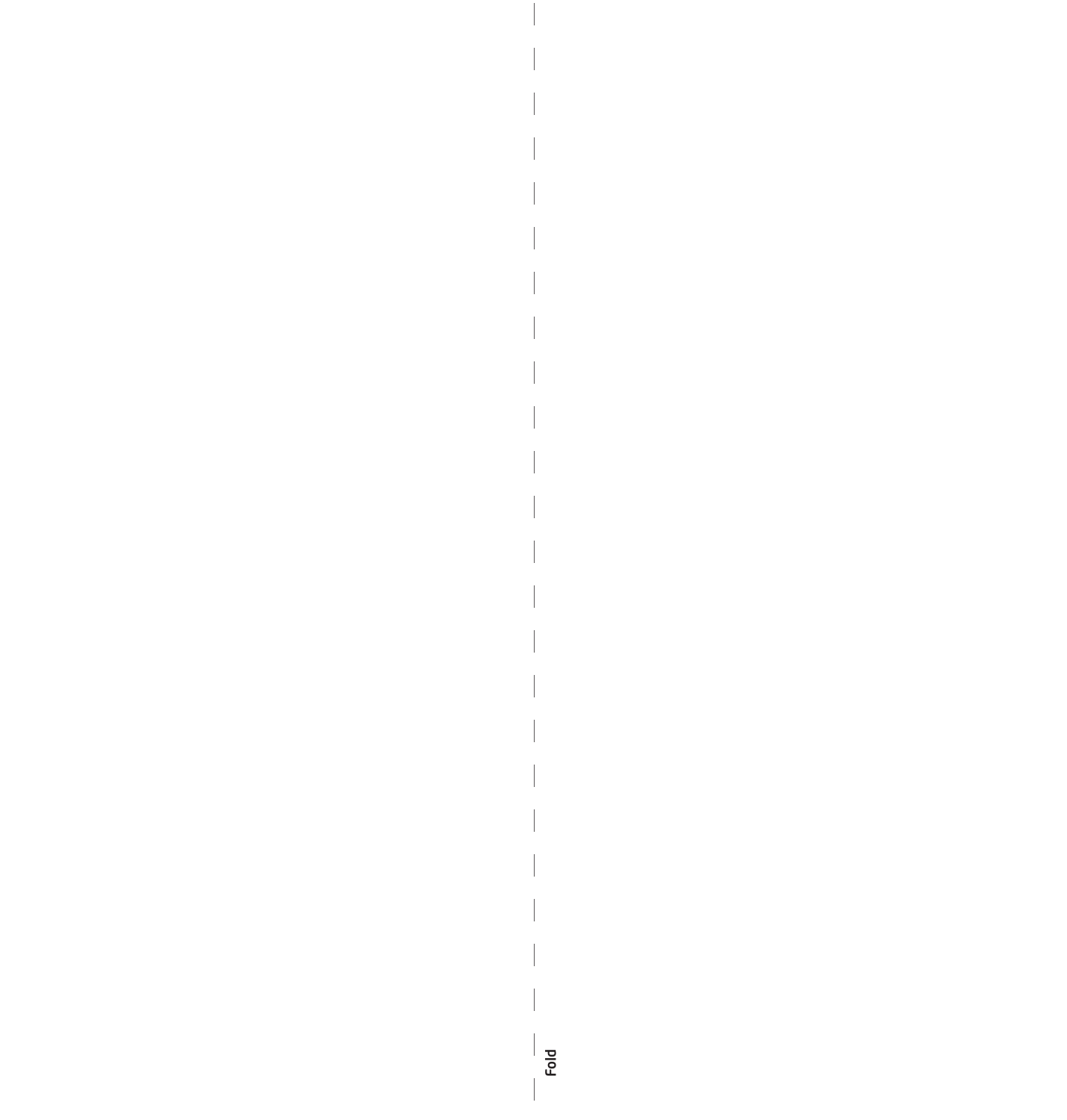Fold